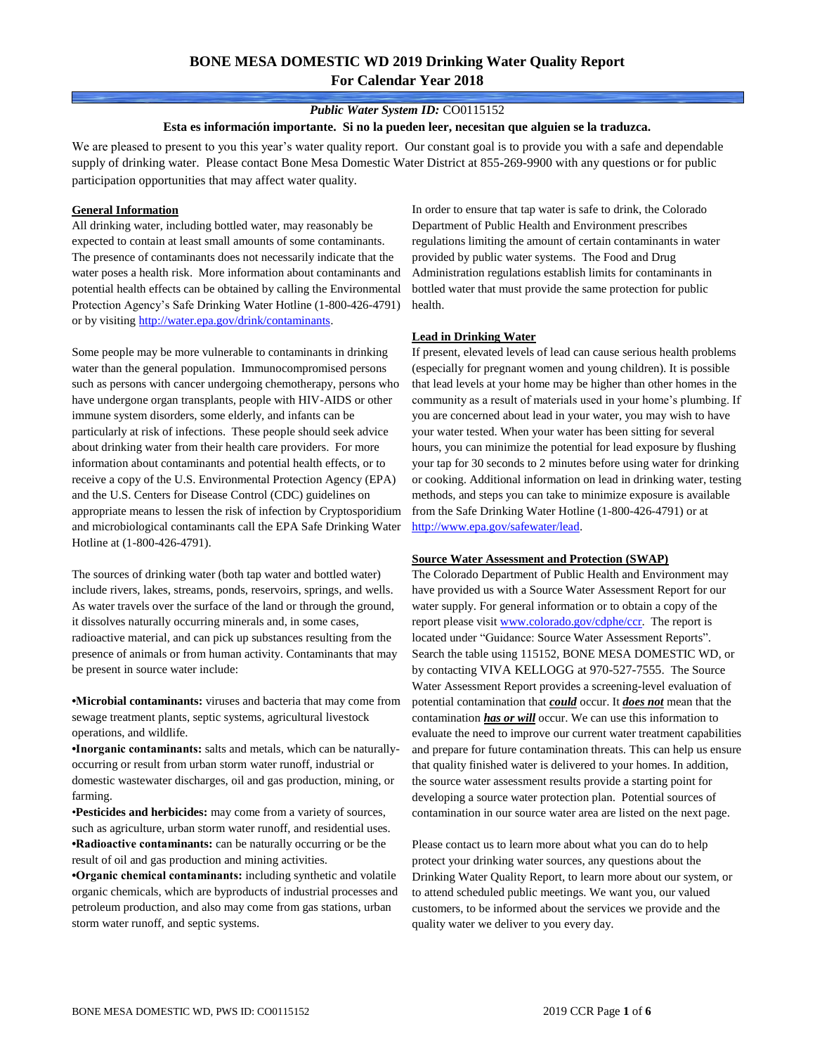# BONE MESA DOMESTIC WD 2019 Drinking Water Quality Report
# For Calendar Year 2018

***Public Water System ID:*** CO0115152

**Esta es información importante. Si no la pueden leer, necesitan que alguien se la traduzca.**

We are pleased to present to you this year's water quality report. Our constant goal is to provide you with a safe and dependable supply of drinking water. Please contact Bone Mesa Domestic Water District at 855-269-9900 with any questions or for public participation opportunities that may affect water quality.

## General Information

All drinking water, including bottled water, may reasonably be expected to contain at least small amounts of some contaminants. The presence of contaminants does not necessarily indicate that the water poses a health risk. More information about contaminants and potential health effects can be obtained by calling the Environmental Protection Agency's Safe Drinking Water Hotline (1-800-426-4791) or by visiting http://water.epa.gov/drink/contaminants.

Some people may be more vulnerable to contaminants in drinking water than the general population. Immunocompromised persons such as persons with cancer undergoing chemotherapy, persons who have undergone organ transplants, people with HIV-AIDS or other immune system disorders, some elderly, and infants can be particularly at risk of infections. These people should seek advice about drinking water from their health care providers. For more information about contaminants and potential health effects, or to receive a copy of the U.S. Environmental Protection Agency (EPA) and the U.S. Centers for Disease Control (CDC) guidelines on appropriate means to lessen the risk of infection by Cryptosporidium and microbiological contaminants call the EPA Safe Drinking Water Hotline at (1-800-426-4791).

The sources of drinking water (both tap water and bottled water) include rivers, lakes, streams, ponds, reservoirs, springs, and wells. As water travels over the surface of the land or through the ground, it dissolves naturally occurring minerals and, in some cases, radioactive material, and can pick up substances resulting from the presence of animals or from human activity. Contaminants that may be present in source water include:

- **Microbial contaminants:** viruses and bacteria that may come from sewage treatment plants, septic systems, agricultural livestock operations, and wildlife.
- **Inorganic contaminants:** salts and metals, which can be naturally-occurring or result from urban storm water runoff, industrial or domestic wastewater discharges, oil and gas production, mining, or farming.
- **Pesticides and herbicides:** may come from a variety of sources, such as agriculture, urban storm water runoff, and residential uses.
- **Radioactive contaminants:** can be naturally occurring or be the result of oil and gas production and mining activities.
- **Organic chemical contaminants:** including synthetic and volatile organic chemicals, which are byproducts of industrial processes and petroleum production, and also may come from gas stations, urban storm water runoff, and septic systems.

In order to ensure that tap water is safe to drink, the Colorado Department of Public Health and Environment prescribes regulations limiting the amount of certain contaminants in water provided by public water systems. The Food and Drug Administration regulations establish limits for contaminants in bottled water that must provide the same protection for public health.

## Lead in Drinking Water

If present, elevated levels of lead can cause serious health problems (especially for pregnant women and young children). It is possible that lead levels at your home may be higher than other homes in the community as a result of materials used in your home's plumbing. If you are concerned about lead in your water, you may wish to have your water tested. When your water has been sitting for several hours, you can minimize the potential for lead exposure by flushing your tap for 30 seconds to 2 minutes before using water for drinking or cooking. Additional information on lead in drinking water, testing methods, and steps you can take to minimize exposure is available from the Safe Drinking Water Hotline (1-800-426-4791) or at http://www.epa.gov/safewater/lead.

## Source Water Assessment and Protection (SWAP)

The Colorado Department of Public Health and Environment may have provided us with a Source Water Assessment Report for our water supply. For general information or to obtain a copy of the report please visit www.colorado.gov/cdphe/ccr. The report is located under "Guidance: Source Water Assessment Reports". Search the table using 115152, BONE MESA DOMESTIC WD, or by contacting VIVA KELLOGG at 970-527-7555. The Source Water Assessment Report provides a screening-level evaluation of potential contamination that ***could*** occur. It ***does not*** mean that the contamination ***has or will*** occur. We can use this information to evaluate the need to improve our current water treatment capabilities and prepare for future contamination threats. This can help us ensure that quality finished water is delivered to your homes. In addition, the source water assessment results provide a starting point for developing a source water protection plan. Potential sources of contamination in our source water area are listed on the next page.

Please contact us to learn more about what you can do to help protect your drinking water sources, any questions about the Drinking Water Quality Report, to learn more about our system, or to attend scheduled public meetings. We want you, our valued customers, to be informed about the services we provide and the quality water we deliver to you every day.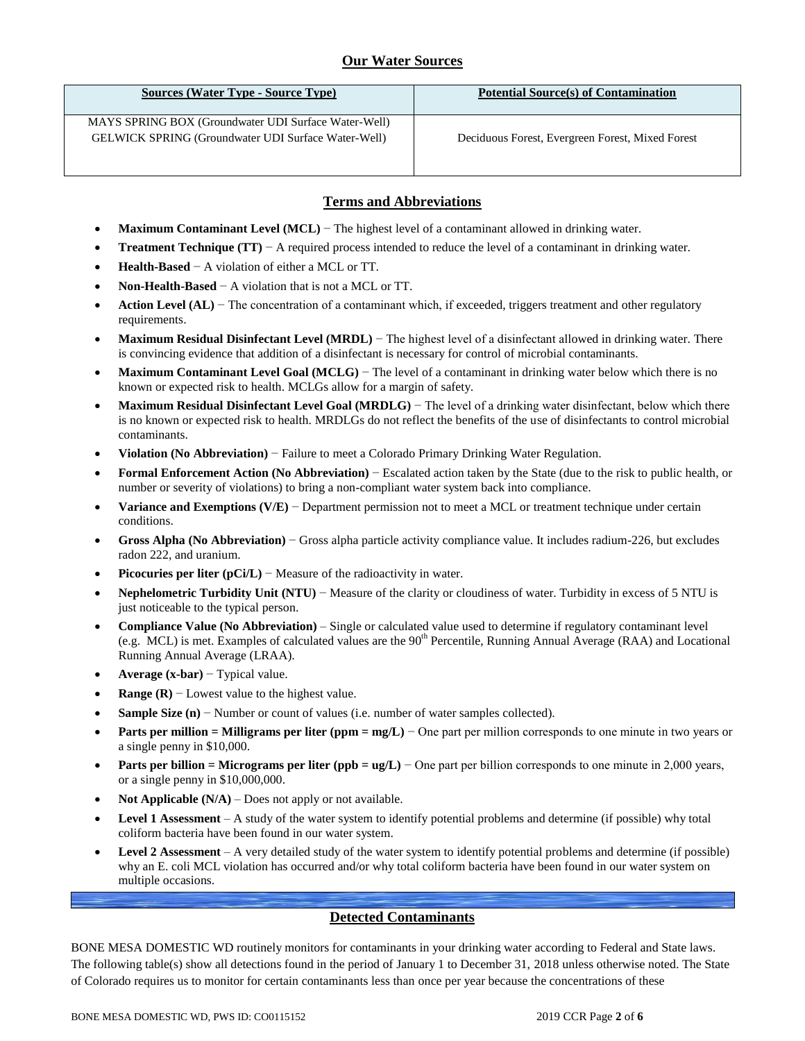## Our Water Sources

| Sources (Water Type - Source Type) | Potential Source(s) of Contamination |
| --- | --- |
| MAYS SPRING BOX (Groundwater UDI Surface Water-Well)<br>GELWICK SPRING (Groundwater UDI Surface Water-Well) | Deciduous Forest, Evergreen Forest, Mixed Forest |

## Terms and Abbreviations

- **Maximum Contaminant Level (MCL)** − The highest level of a contaminant allowed in drinking water.
- **Treatment Technique (TT)** − A required process intended to reduce the level of a contaminant in drinking water.
- **Health-Based** − A violation of either a MCL or TT.
- **Non-Health-Based** − A violation that is not a MCL or TT.
- **Action Level (AL)** − The concentration of a contaminant which, if exceeded, triggers treatment and other regulatory requirements.
- **Maximum Residual Disinfectant Level (MRDL)** − The highest level of a disinfectant allowed in drinking water. There is convincing evidence that addition of a disinfectant is necessary for control of microbial contaminants.
- **Maximum Contaminant Level Goal (MCLG)** − The level of a contaminant in drinking water below which there is no known or expected risk to health. MCLGs allow for a margin of safety.
- **Maximum Residual Disinfectant Level Goal (MRDLG)** − The level of a drinking water disinfectant, below which there is no known or expected risk to health. MRDLGs do not reflect the benefits of the use of disinfectants to control microbial contaminants.
- **Violation (No Abbreviation)** − Failure to meet a Colorado Primary Drinking Water Regulation.
- **Formal Enforcement Action (No Abbreviation)** − Escalated action taken by the State (due to the risk to public health, or number or severity of violations) to bring a non-compliant water system back into compliance.
- **Variance and Exemptions (V/E)** − Department permission not to meet a MCL or treatment technique under certain conditions.
- **Gross Alpha (No Abbreviation)** − Gross alpha particle activity compliance value. It includes radium-226, but excludes radon 222, and uranium.
- **Picocuries per liter (pCi/L)** − Measure of the radioactivity in water.
- **Nephelometric Turbidity Unit (NTU)** − Measure of the clarity or cloudiness of water. Turbidity in excess of 5 NTU is just noticeable to the typical person.
- **Compliance Value (No Abbreviation)** – Single or calculated value used to determine if regulatory contaminant level (e.g. MCL) is met. Examples of calculated values are the $90^{th}$ Percentile, Running Annual Average (RAA) and Locational Running Annual Average (LRAA).
- **Average (x-bar)** − Typical value.
- **Range (R)** − Lowest value to the highest value.
- **Sample Size (n)** − Number or count of values (i.e. number of water samples collected).
- **Parts per million = Milligrams per liter (ppm = mg/L)** − One part per million corresponds to one minute in two years or a single penny in $10,000.
- **Parts per billion = Micrograms per liter (ppb = ug/L)** − One part per billion corresponds to one minute in 2,000 years, or a single penny in $10,000,000.
- **Not Applicable (N/A)** – Does not apply or not available.
- **Level 1 Assessment** – A study of the water system to identify potential problems and determine (if possible) why total coliform bacteria have been found in our water system.
- **Level 2 Assessment** – A very detailed study of the water system to identify potential problems and determine (if possible) why an E. coli MCL violation has occurred and/or why total coliform bacteria have been found in our water system on multiple occasions.

## Detected Contaminants

BONE MESA DOMESTIC WD routinely monitors for contaminants in your drinking water according to Federal and State laws. The following table(s) show all detections found in the period of January 1 to December 31, 2018 unless otherwise noted. The State of Colorado requires us to monitor for certain contaminants less than once per year because the concentrations of these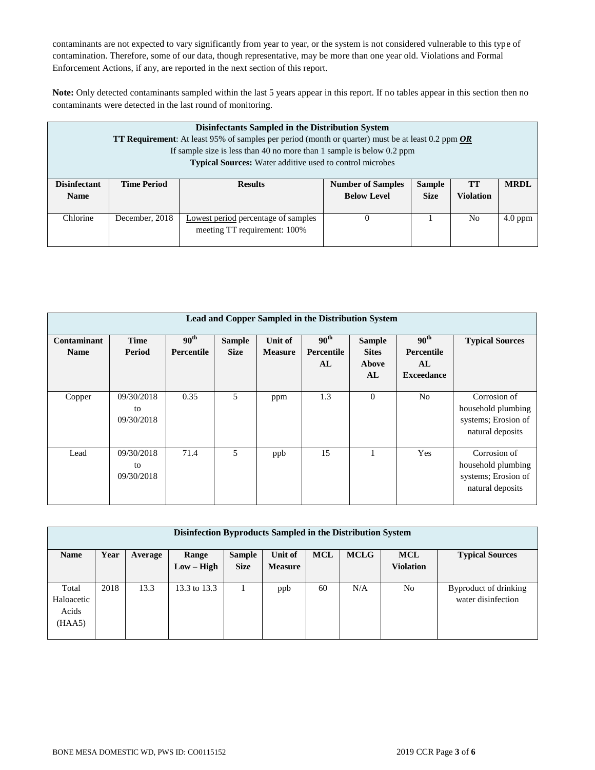contaminants are not expected to vary significantly from year to year, or the system is not considered vulnerable to this type of contamination. Therefore, some of our data, though representative, may be more than one year old. Violations and Formal Enforcement Actions, if any, are reported in the next section of this report.

**Note:** Only detected contaminants sampled within the last 5 years appear in this report. If no tables appear in this section then no contaminants were detected in the last round of monitoring.

| **Disinfectants Sampled in the Distribution System**<br>**TT Requirement**: At least 95% of samples per period (month or quarter) must be at least 0.2 ppm ***OR***<br>If sample size is less than 40 no more than 1 sample is below 0.2 ppm<br>**Typical Sources:** Water additive used to control microbes | | | | | | |
|---|---|---|---|---|---|---|
| **Disinfectant Name** | **Time Period** | **Results** | **Number of Samples Below Level** | **Sample Size** | **TT Violation** | **MRDL** |
| Chlorine | December, 2018 | Lowest period percentage of samples meeting TT requirement: 100% | 0 | 1 | No | 4.0 ppm |

| **Lead and Copper Sampled in the Distribution System** | | | | | | | | |
|---|---|---|---|---|---|---|---|---|
| **Contaminant Name** | **Time Period** | **90th Percentile** | **Sample Size** | **Unit of Measure** | **90th Percentile AL** | **Sample Sites Above AL** | **90th Percentile AL Exceedance** | **Typical Sources** |
| Copper | 09/30/2018 to 09/30/2018 | 0.35 | 5 | ppm | 1.3 | 0 | No | Corrosion of household plumbing systems; Erosion of natural deposits |
| Lead | 09/30/2018 to 09/30/2018 | 71.4 | 5 | ppb | 15 | 1 | Yes | Corrosion of household plumbing systems; Erosion of natural deposits |

| **Disinfection Byproducts Sampled in the Distribution System** | | | | | | | | | |
|---|---|---|---|---|---|---|---|---|---|
| **Name** | **Year** | **Average** | **Range Low – High** | **Sample Size** | **Unit of Measure** | **MCL** | **MCLG** | **MCL Violation** | **Typical Sources** |
| Total Haloacetic Acids (HAA5) | 2018 | 13.3 | 13.3 to 13.3 | 1 | ppb | 60 | N/A | No | Byproduct of drinking water disinfection |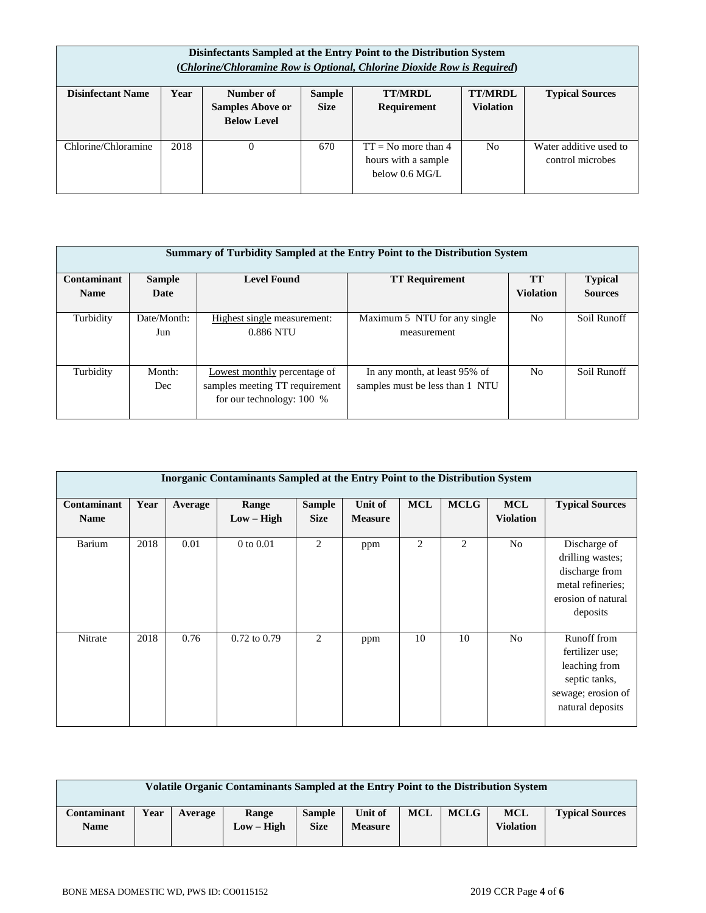| Disinfectants Sampled at the Entry Point to the Distribution System (*Chlorine/Chloramine Row is Optional, Chlorine Dioxide Row is Required*) | | | | | | |
|---|---|---|---|---|---|---|
| **Disinfectant Name** | **Year** | **Number of Samples Above or Below Level** | **Sample Size** | **TT/MRDL Requirement** | **TT/MRDL Violation** | **Typical Sources** |
| Chlorine/Chloramine | 2018 | 0 | 670 | TT = No more than 4 hours with a sample below 0.6 MG/L | No | Water additive used to control microbes |

| Summary of Turbidity Sampled at the Entry Point to the Distribution System | | | | | |
|---|---|---|---|---|---|
| **Contaminant Name** | **Sample Date** | **Level Found** | **TT Requirement** | **TT Violation** | **Typical Sources** |
| Turbidity | Date/Month: Jun | Highest single measurement: 0.886 NTU | Maximum 5 NTU for any single measurement | No | Soil Runoff |
| Turbidity | Month: Dec | Lowest monthly percentage of samples meeting TT requirement for our technology: 100 % | In any month, at least 95% of samples must be less than 1 NTU | No | Soil Runoff |

| Inorganic Contaminants Sampled at the Entry Point to the Distribution System | | | | | | | | | |
|---|---|---|---|---|---|---|---|---|---|
| **Contaminant Name** | **Year** | **Average** | **Range Low – High** | **Sample Size** | **Unit of Measure** | **MCL** | **MCLG** | **MCL Violation** | **Typical Sources** |
| Barium | 2018 | 0.01 | 0 to 0.01 | 2 | ppm | 2 | 2 | No | Discharge of drilling wastes; discharge from metal refineries; erosion of natural deposits |
| Nitrate | 2018 | 0.76 | 0.72 to 0.79 | 2 | ppm | 10 | 10 | No | Runoff from fertilizer use; leaching from septic tanks, sewage; erosion of natural deposits |

| Volatile Organic Contaminants Sampled at the Entry Point to the Distribution System | | | | | | | | | |
|---|---|---|---|---|---|---|---|---|---|
| **Contaminant Name** | **Year** | **Average** | **Range Low – High** | **Sample Size** | **Unit of Measure** | **MCL** | **MCLG** | **MCL Violation** | **Typical Sources** |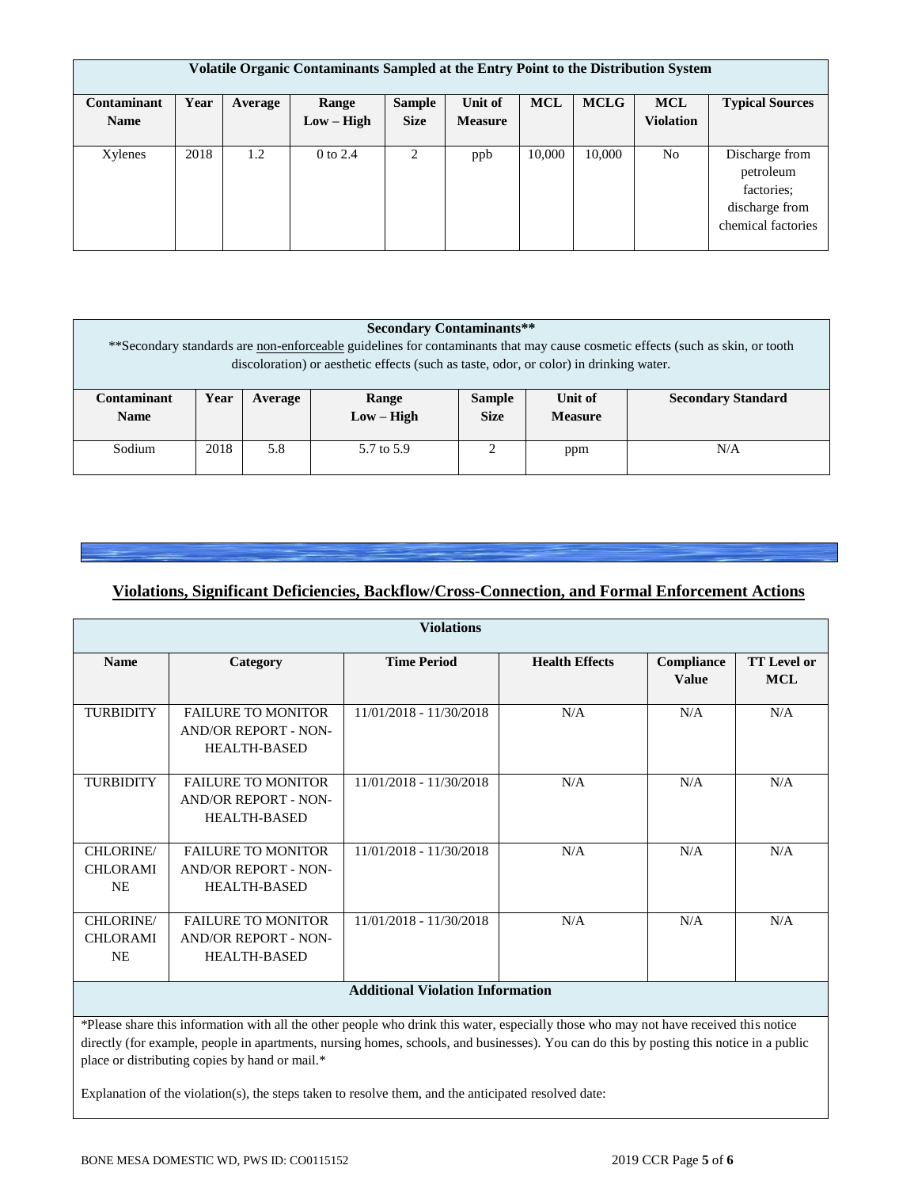| Volatile Organic Contaminants Sampled at the Entry Point to the Distribution System | | | | | | | | | |
|---|---|---|---|---|---|---|---|---|---|
| **Contaminant Name** | **Year** | **Average** | **Range Low – High** | **Sample Size** | **Unit of Measure** | **MCL** | **MCLG** | **MCL Violation** | **Typical Sources** |
| Xylenes | 2018 | 1.2 | 0 to 2.4 | 2 | ppb | 10,000 | 10,000 | No | Discharge from petroleum factories; discharge from chemical factories |

| Secondary Contaminants** <br> **Secondary standards are non-enforceable guidelines for contaminants that may cause cosmetic effects (such as skin, or tooth discoloration) or aesthetic effects (such as taste, odor, or color) in drinking water. | | | | | | |
|---|---|---|---|---|---|---|
| **Contaminant Name** | **Year** | **Average** | **Range Low – High** | **Sample Size** | **Unit of Measure** | **Secondary Standard** |
| Sodium | 2018 | 5.8 | 5.7 to 5.9 | 2 | ppm | N/A |

## Violations, Significant Deficiencies, Backflow/Cross-Connection, and Formal Enforcement Actions

| Violations | | | | | |
|---|---|---|---|---|---|
| **Name** | **Category** | **Time Period** | **Health Effects** | **Compliance Value** | **TT Level or MCL** |
| TURBIDITY | FAILURE TO MONITOR AND/OR REPORT - NON-HEALTH-BASED | 11/01/2018 - 11/30/2018 | N/A | N/A | N/A |
| TURBIDITY | FAILURE TO MONITOR AND/OR REPORT - NON-HEALTH-BASED | 11/01/2018 - 11/30/2018 | N/A | N/A | N/A |
| CHLORINE/ CHLORAMINE | FAILURE TO MONITOR AND/OR REPORT - NON-HEALTH-BASED | 11/01/2018 - 11/30/2018 | N/A | N/A | N/A |
| CHLORINE/ CHLORAMINE | FAILURE TO MONITOR AND/OR REPORT - NON-HEALTH-BASED | 11/01/2018 - 11/30/2018 | N/A | N/A | N/A |

**Additional Violation Information**

*Please share this information with all the other people who drink this water, especially those who may not have received this notice directly (for example, people in apartments, nursing homes, schools, and businesses). You can do this by posting this notice in a public place or distributing copies by hand or mail.*

Explanation of the violation(s), the steps taken to resolve them, and the anticipated resolved date: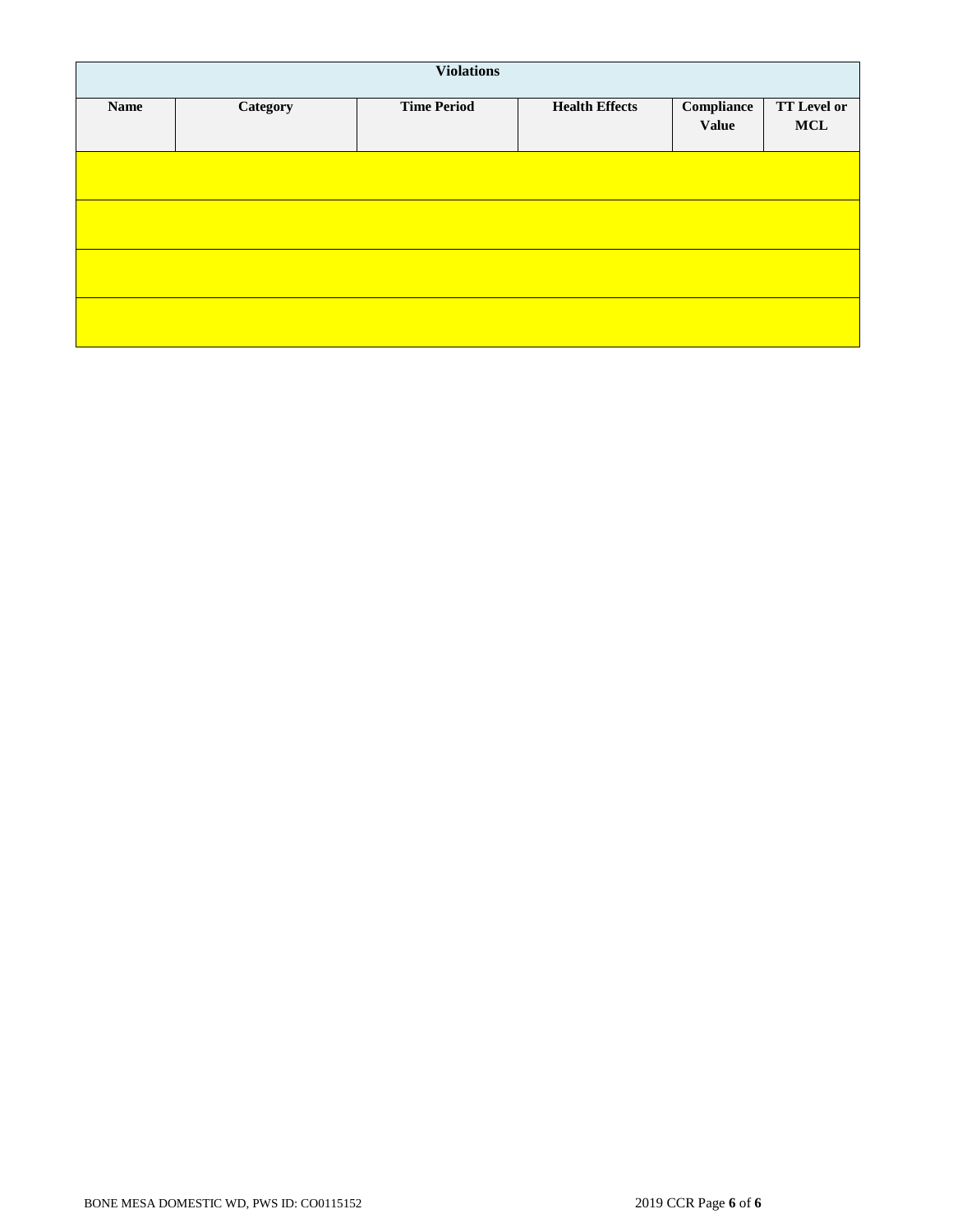| Violations | | | | | |
|---|---|---|---|---|---|
| **Name** | **Category** | **Time Period** | **Health Effects** | **Compliance Value** | **TT Level or MCL** |
| | | | | | |
| | | | | | |
| | | | | | |
| | | | | | |